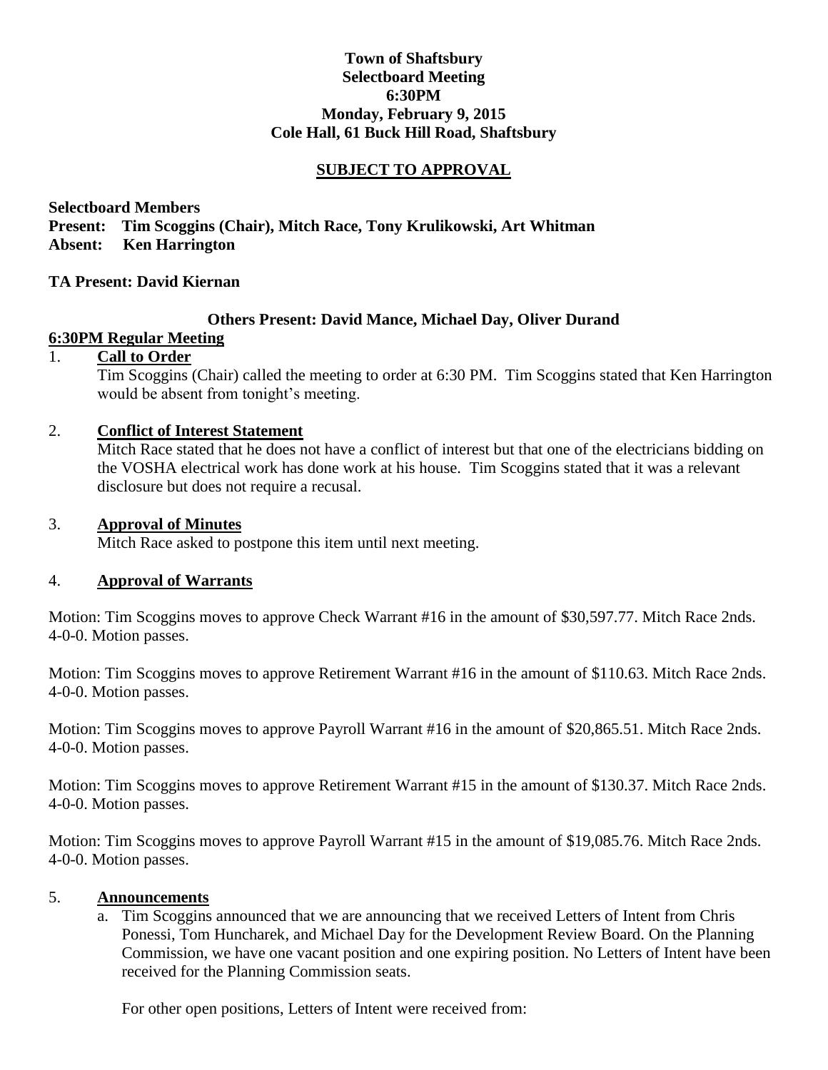**Town of Shaftsbury**
**Selectboard Meeting**
**6:30PM**
**Monday, February 9, 2015**
**Cole Hall, 61 Buck Hill Road, Shaftsbury**

**SUBJECT TO APPROVAL**

**Selectboard Members**
**Present: Tim Scoggins (Chair), Mitch Race, Tony Krulikowski, Art Whitman**
**Absent: Ken Harrington**

**TA Present: David Kiernan**

**Others Present: David Mance, Michael Day, Oliver Durand**

**6:30PM Regular Meeting**

1. **Call to Order**

   Tim Scoggins (Chair) called the meeting to order at 6:30 PM. Tim Scoggins stated that Ken Harrington would be absent from tonight's meeting.

2. **Conflict of Interest Statement**

   Mitch Race stated that he does not have a conflict of interest but that one of the electricians bidding on the VOSHA electrical work has done work at his house. Tim Scoggins stated that it was a relevant disclosure but does not require a recusal.

3. **Approval of Minutes**

   Mitch Race asked to postpone this item until next meeting.

4. **Approval of Warrants**

Motion: Tim Scoggins moves to approve Check Warrant #16 in the amount of $30,597.77. Mitch Race 2nds. 4-0-0. Motion passes.

Motion: Tim Scoggins moves to approve Retirement Warrant #16 in the amount of $110.63. Mitch Race 2nds. 4-0-0. Motion passes.

Motion: Tim Scoggins moves to approve Payroll Warrant #16 in the amount of $20,865.51. Mitch Race 2nds. 4-0-0. Motion passes.

Motion: Tim Scoggins moves to approve Retirement Warrant #15 in the amount of $130.37. Mitch Race 2nds. 4-0-0. Motion passes.

Motion: Tim Scoggins moves to approve Payroll Warrant #15 in the amount of $19,085.76. Mitch Race 2nds. 4-0-0. Motion passes.

5. **Announcements**

   a. Tim Scoggins announced that we are announcing that we received Letters of Intent from Chris Ponessi, Tom Huncharek, and Michael Day for the Development Review Board. On the Planning Commission, we have one vacant position and one expiring position. No Letters of Intent have been received for the Planning Commission seats.

      For other open positions, Letters of Intent were received from: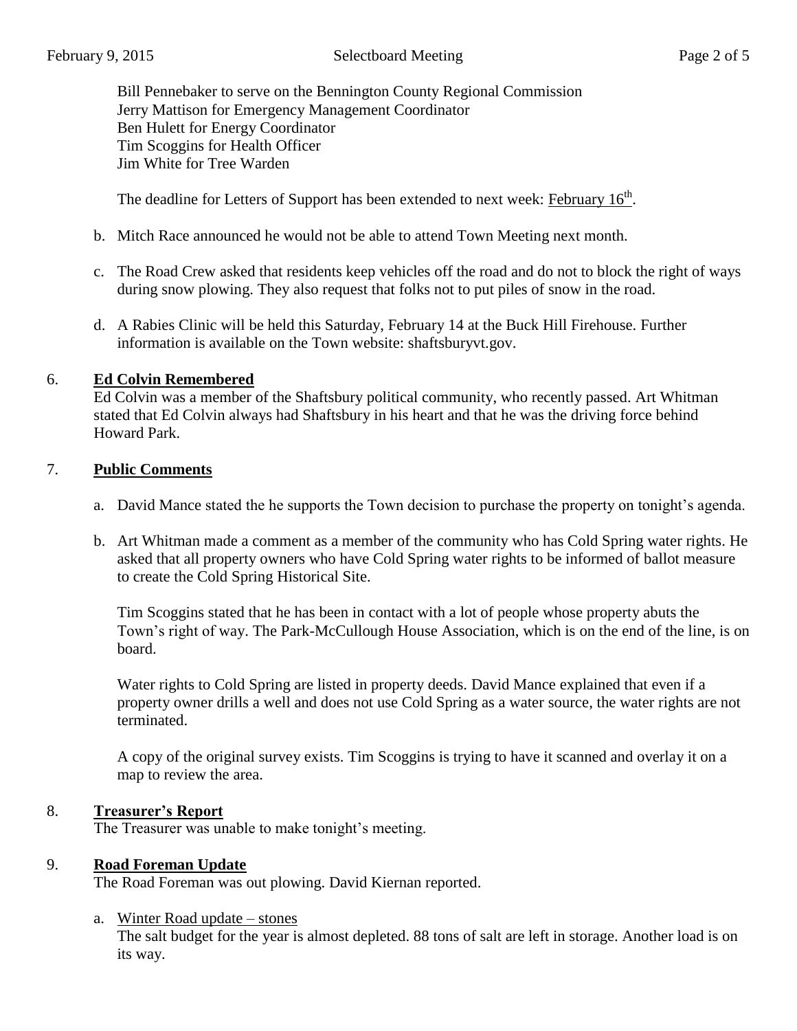Bill Pennebaker to serve on the Bennington County Regional Commission
Jerry Mattison for Emergency Management Coordinator
Ben Hulett for Energy Coordinator
Tim Scoggins for Health Officer
Jim White for Tree Warden

The deadline for Letters of Support has been extended to next week: February 16th.

b. Mitch Race announced he would not be able to attend Town Meeting next month.

c. The Road Crew asked that residents keep vehicles off the road and do not to block the right of ways during snow plowing. They also request that folks not to put piles of snow in the road.

d. A Rabies Clinic will be held this Saturday, February 14 at the Buck Hill Firehouse. Further information is available on the Town website: shaftsburyvt.gov.

6. **Ed Colvin Remembered**
Ed Colvin was a member of the Shaftsbury political community, who recently passed. Art Whitman stated that Ed Colvin always had Shaftsbury in his heart and that he was the driving force behind Howard Park.

7. **Public Comments**

a. David Mance stated the he supports the Town decision to purchase the property on tonight's agenda.

b. Art Whitman made a comment as a member of the community who has Cold Spring water rights. He asked that all property owners who have Cold Spring water rights to be informed of ballot measure to create the Cold Spring Historical Site.

Tim Scoggins stated that he has been in contact with a lot of people whose property abuts the Town's right of way. The Park-McCullough House Association, which is on the end of the line, is on board.

Water rights to Cold Spring are listed in property deeds. David Mance explained that even if a property owner drills a well and does not use Cold Spring as a water source, the water rights are not terminated.

A copy of the original survey exists. Tim Scoggins is trying to have it scanned and overlay it on a map to review the area.

8. **Treasurer's Report**
The Treasurer was unable to make tonight's meeting.

9. **Road Foreman Update**
The Road Foreman was out plowing. David Kiernan reported.

a. Winter Road update – stones
The salt budget for the year is almost depleted. 88 tons of salt are left in storage. Another load is on its way.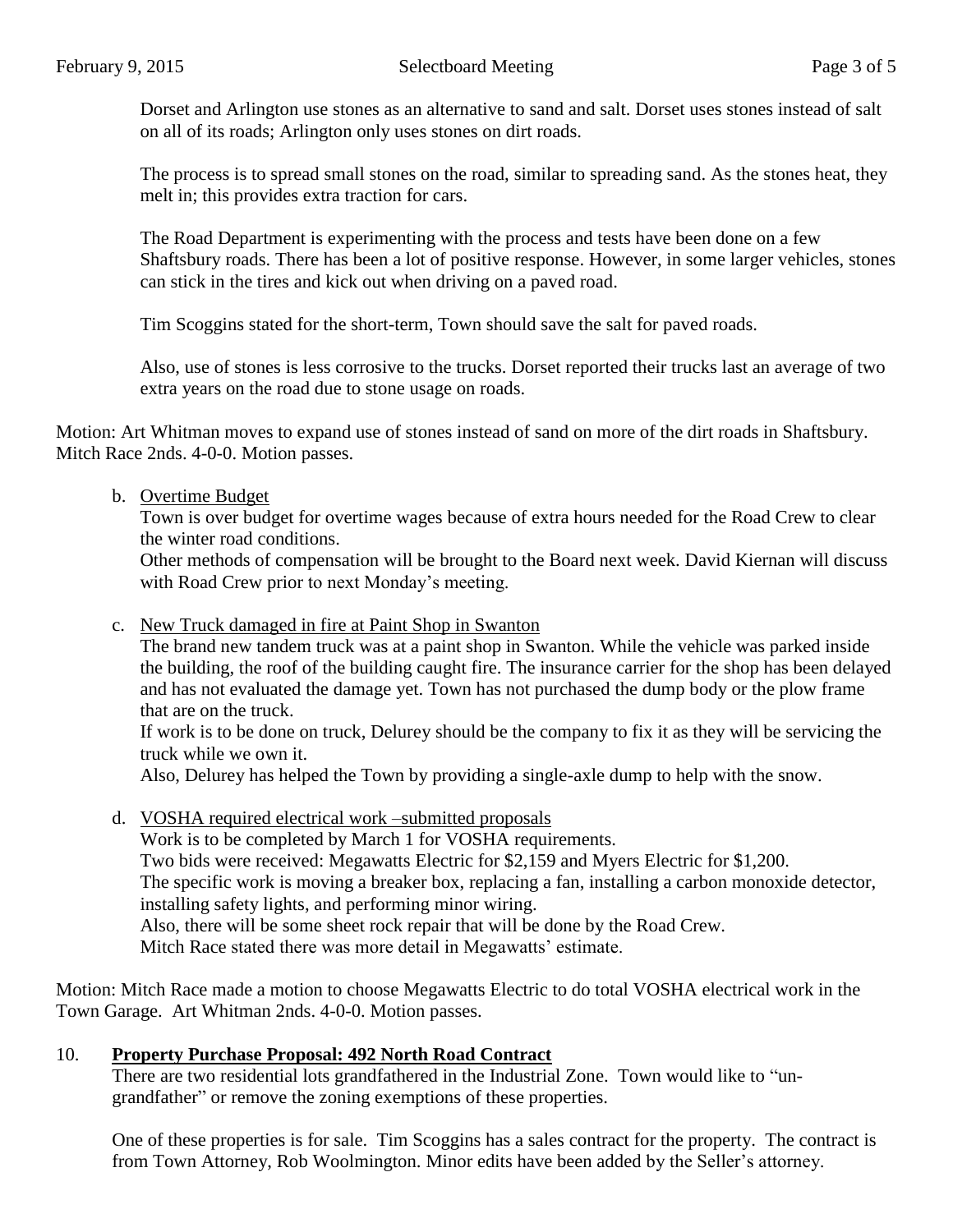Dorset and Arlington use stones as an alternative to sand and salt. Dorset uses stones instead of salt on all of its roads; Arlington only uses stones on dirt roads.

The process is to spread small stones on the road, similar to spreading sand. As the stones heat, they melt in; this provides extra traction for cars.

The Road Department is experimenting with the process and tests have been done on a few Shaftsbury roads. There has been a lot of positive response. However, in some larger vehicles, stones can stick in the tires and kick out when driving on a paved road.

Tim Scoggins stated for the short-term, Town should save the salt for paved roads.

Also, use of stones is less corrosive to the trucks. Dorset reported their trucks last an average of two extra years on the road due to stone usage on roads.

Motion: Art Whitman moves to expand use of stones instead of sand on more of the dirt roads in Shaftsbury. Mitch Race 2nds. 4-0-0. Motion passes.

b. Overtime Budget

   Town is over budget for overtime wages because of extra hours needed for the Road Crew to clear the winter road conditions.

   Other methods of compensation will be brought to the Board next week. David Kiernan will discuss with Road Crew prior to next Monday's meeting.

c. New Truck damaged in fire at Paint Shop in Swanton

   The brand new tandem truck was at a paint shop in Swanton. While the vehicle was parked inside the building, the roof of the building caught fire. The insurance carrier for the shop has been delayed and has not evaluated the damage yet. Town has not purchased the dump body or the plow frame that are on the truck.

   If work is to be done on truck, Delurey should be the company to fix it as they will be servicing the truck while we own it.

   Also, Delurey has helped the Town by providing a single-axle dump to help with the snow.

d. VOSHA required electrical work –submitted proposals

   Work is to be completed by March 1 for VOSHA requirements.

   Two bids were received: Megawatts Electric for $2,159 and Myers Electric for $1,200.

   The specific work is moving a breaker box, replacing a fan, installing a carbon monoxide detector, installing safety lights, and performing minor wiring.

   Also, there will be some sheet rock repair that will be done by the Road Crew.

   Mitch Race stated there was more detail in Megawatts' estimate.

Motion: Mitch Race made a motion to choose Megawatts Electric to do total VOSHA electrical work in the Town Garage. Art Whitman 2nds. 4-0-0. Motion passes.

10. **Property Purchase Proposal: 492 North Road Contract**

    There are two residential lots grandfathered in the Industrial Zone. Town would like to "un-grandfather" or remove the zoning exemptions of these properties.

    One of these properties is for sale. Tim Scoggins has a sales contract for the property. The contract is from Town Attorney, Rob Woolmington. Minor edits have been added by the Seller's attorney.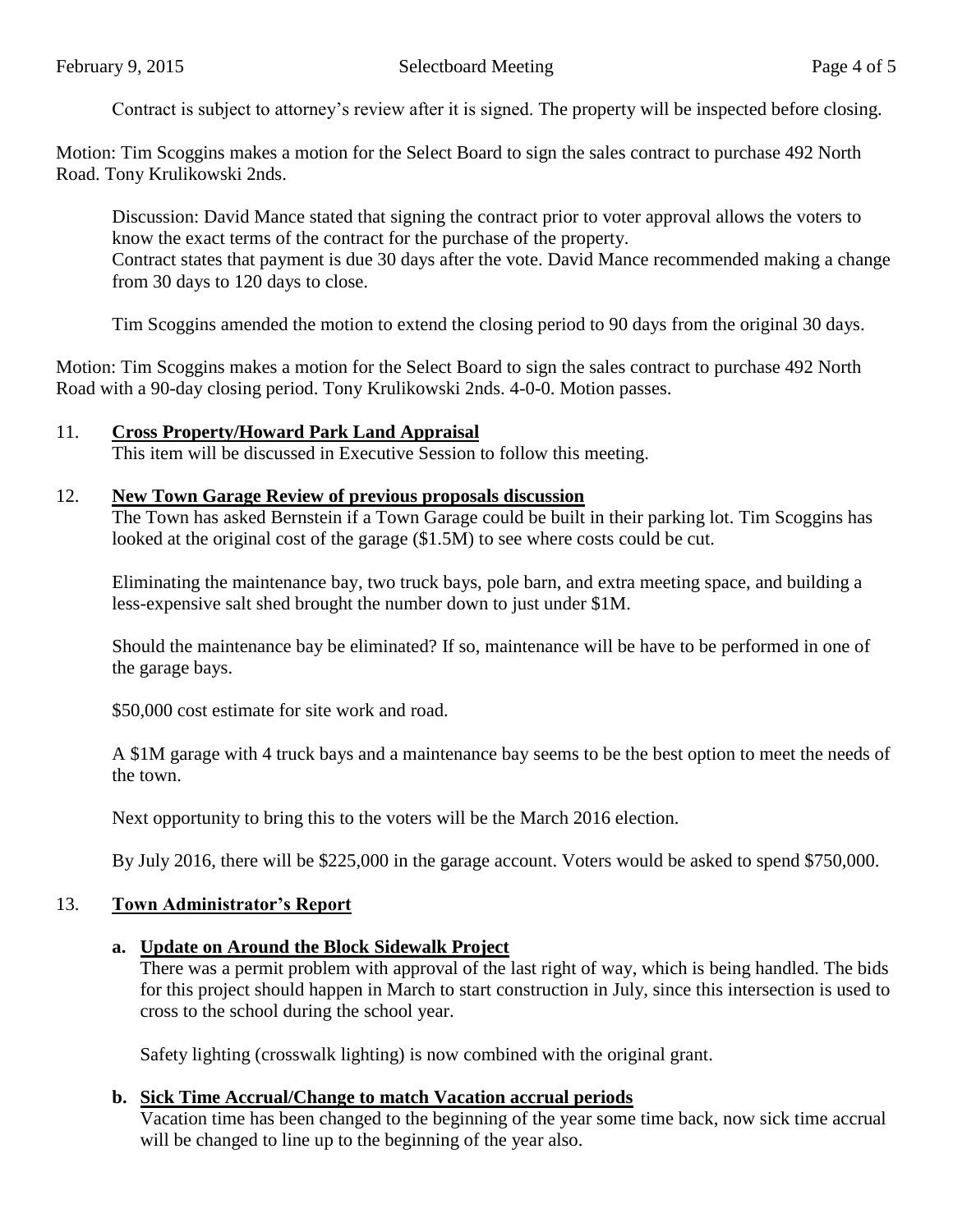Contract is subject to attorney's review after it is signed. The property will be inspected before closing.

Motion: Tim Scoggins makes a motion for the Select Board to sign the sales contract to purchase 492 North Road. Tony Krulikowski 2nds.

Discussion: David Mance stated that signing the contract prior to voter approval allows the voters to know the exact terms of the contract for the purchase of the property.
Contract states that payment is due 30 days after the vote. David Mance recommended making a change from 30 days to 120 days to close.

Tim Scoggins amended the motion to extend the closing period to 90 days from the original 30 days.

Motion: Tim Scoggins makes a motion for the Select Board to sign the sales contract to purchase 492 North Road with a 90-day closing period. Tony Krulikowski 2nds. 4-0-0. Motion passes.

11. **<u>Cross Property/Howard Park Land Appraisal</u>**
This item will be discussed in Executive Session to follow this meeting.

12. **<u>New Town Garage Review of previous proposals discussion</u>**
The Town has asked Bernstein if a Town Garage could be built in their parking lot. Tim Scoggins has looked at the original cost of the garage ($1.5M) to see where costs could be cut.

Eliminating the maintenance bay, two truck bays, pole barn, and extra meeting space, and building a less-expensive salt shed brought the number down to just under $1M.

Should the maintenance bay be eliminated? If so, maintenance will be have to be performed in one of the garage bays.

$50,000 cost estimate for site work and road.

A $1M garage with 4 truck bays and a maintenance bay seems to be the best option to meet the needs of the town.

Next opportunity to bring this to the voters will be the March 2016 election.

By July 2016, there will be $225,000 in the garage account. Voters would be asked to spend $750,000.

13. **<u>Town Administrator's Report</u>**

**a. <u>Update on Around the Block Sidewalk Project</u>**
There was a permit problem with approval of the last right of way, which is being handled. The bids for this project should happen in March to start construction in July, since this intersection is used to cross to the school during the school year.

Safety lighting (crosswalk lighting) is now combined with the original grant.

**b. <u>Sick Time Accrual/Change to match Vacation accrual periods</u>**
Vacation time has been changed to the beginning of the year some time back, now sick time accrual will be changed to line up to the beginning of the year also.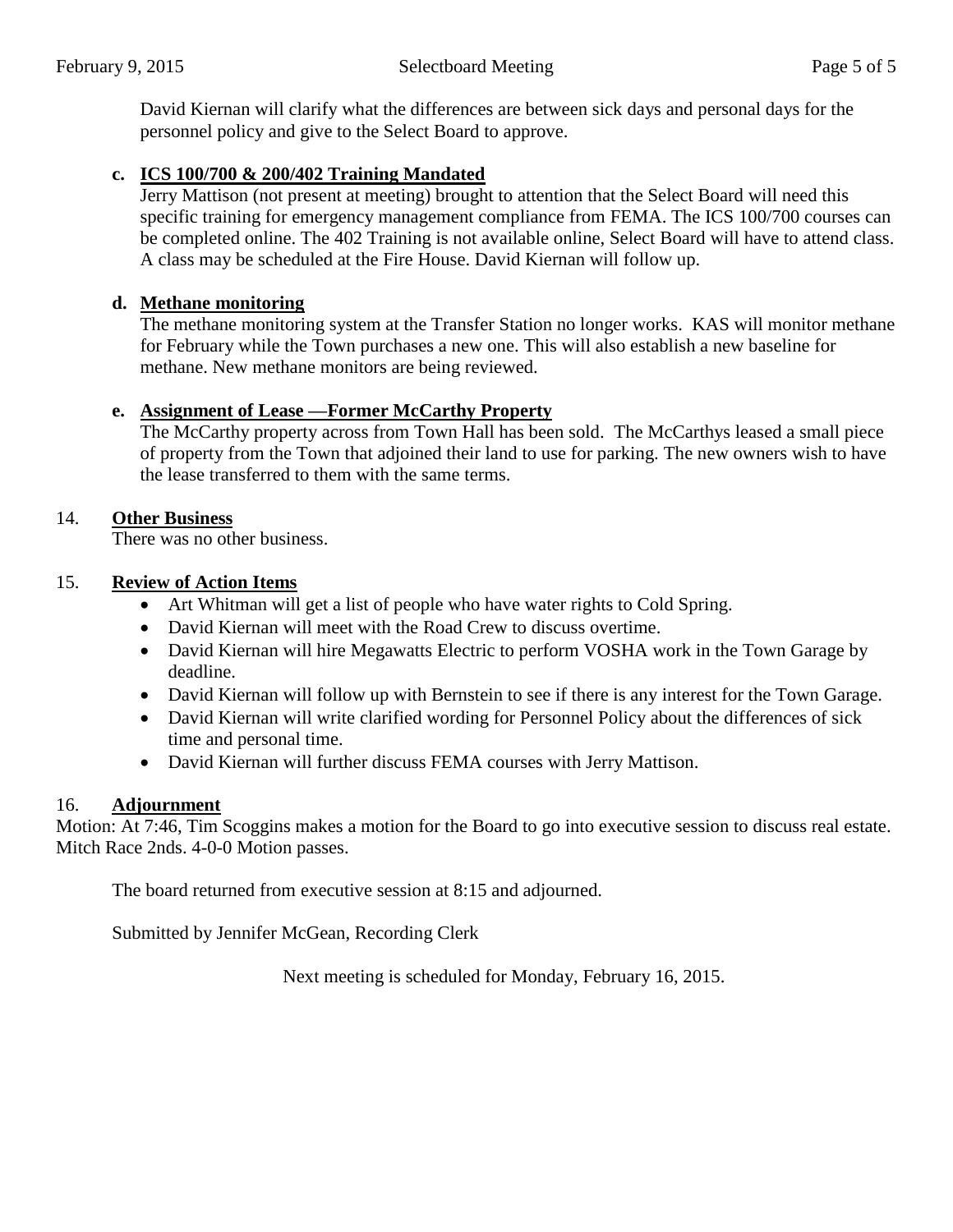David Kiernan will clarify what the differences are between sick days and personal days for the personnel policy and give to the Select Board to approve.

**c. ICS 100/700 & 200/402 Training Mandated**

Jerry Mattison (not present at meeting) brought to attention that the Select Board will need this specific training for emergency management compliance from FEMA. The ICS 100/700 courses can be completed online. The 402 Training is not available online, Select Board will have to attend class. A class may be scheduled at the Fire House. David Kiernan will follow up.

**d. Methane monitoring**

The methane monitoring system at the Transfer Station no longer works. KAS will monitor methane for February while the Town purchases a new one. This will also establish a new baseline for methane. New methane monitors are being reviewed.

**e. Assignment of Lease —Former McCarthy Property**

The McCarthy property across from Town Hall has been sold. The McCarthys leased a small piece of property from the Town that adjoined their land to use for parking. The new owners wish to have the lease transferred to them with the same terms.

## 14. Other Business

There was no other business.

## 15. Review of Action Items

- Art Whitman will get a list of people who have water rights to Cold Spring.
- David Kiernan will meet with the Road Crew to discuss overtime.
- David Kiernan will hire Megawatts Electric to perform VOSHA work in the Town Garage by deadline.
- David Kiernan will follow up with Bernstein to see if there is any interest for the Town Garage.
- David Kiernan will write clarified wording for Personnel Policy about the differences of sick time and personal time.
- David Kiernan will further discuss FEMA courses with Jerry Mattison.

## 16. Adjournment

Motion: At 7:46, Tim Scoggins makes a motion for the Board to go into executive session to discuss real estate. Mitch Race 2nds. 4-0-0 Motion passes.

The board returned from executive session at 8:15 and adjourned.

Submitted by Jennifer McGean, Recording Clerk

Next meeting is scheduled for Monday, February 16, 2015.